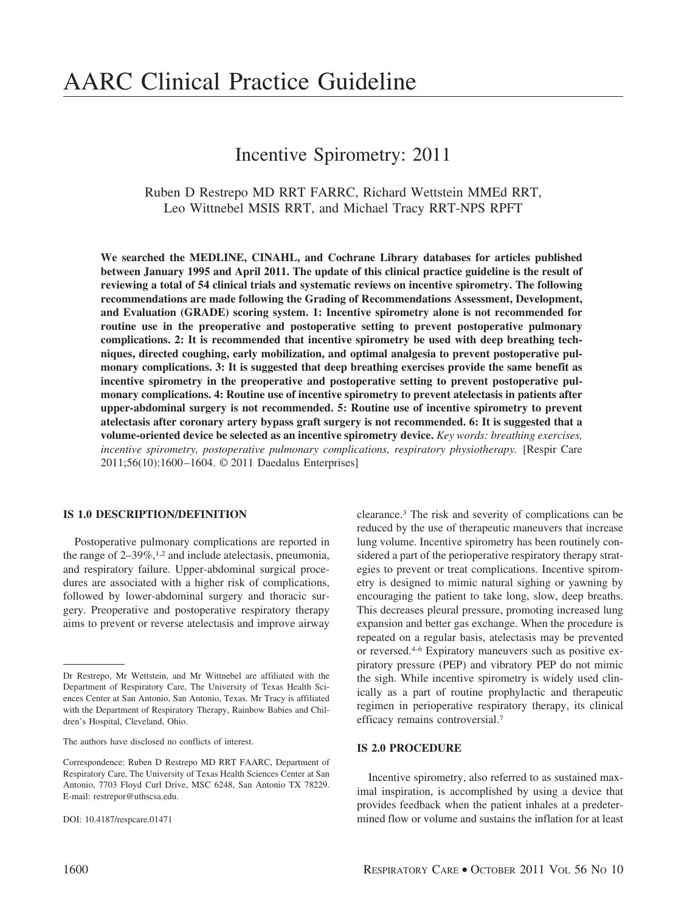# AARC Clinical Practice Guideline

## Incentive Spirometry: 2011

Ruben D Restrepo MD RRT FARRC, Richard Wettstein MMEd RRT, Leo Wittnebel MSIS RRT, and Michael Tracy RRT-NPS RPFT

**We searched the MEDLINE, CINAHL, and Cochrane Library databases for articles published between January 1995 and April 2011. The update of this clinical practice guideline is the result of reviewing a total of 54 clinical trials and systematic reviews on incentive spirometry. The following recommendations are made following the Grading of Recommendations Assessment, Development, and Evaluation (GRADE) scoring system. 1: Incentive spirometry alone is not recommended for routine use in the preoperative and postoperative setting to prevent postoperative pulmonary complications. 2: It is recommended that incentive spirometry be used with deep breathing techniques, directed coughing, early mobilization, and optimal analgesia to prevent postoperative pulmonary complications. 3: It is suggested that deep breathing exercises provide the same benefit as incentive spirometry in the preoperative and postoperative setting to prevent postoperative pulmonary complications. 4: Routine use of incentive spirometry to prevent atelectasis in patients after upper-abdominal surgery is not recommended. 5: Routine use of incentive spirometry to prevent atelectasis after coronary artery bypass graft surgery is not recommended. 6: It is suggested that a volume-oriented device be selected as an incentive spirometry device.** *Key words: breathing exercises, incentive spirometry, postoperative pulmonary complications, respiratory physiotherapy.* [Respir Care 2011;56(10):1600–1604. © 2011 Daedalus Enterprises]

### IS 1.0 DESCRIPTION/DEFINITION

Postoperative pulmonary complications are reported in the range of 2–39%,[1,2] and include atelectasis, pneumonia, and respiratory failure. Upper-abdominal surgical procedures are associated with a higher risk of complications, followed by lower-abdominal surgery and thoracic surgery. Preoperative and postoperative respiratory therapy aims to prevent or reverse atelectasis and improve airway clearance.[3] The risk and severity of complications can be reduced by the use of therapeutic maneuvers that increase lung volume. Incentive spirometry has been routinely considered a part of the perioperative respiratory therapy strategies to prevent or treat complications. Incentive spirometry is designed to mimic natural sighing or yawning by encouraging the patient to take long, slow, deep breaths. This decreases pleural pressure, promoting increased lung expansion and better gas exchange. When the procedure is repeated on a regular basis, atelectasis may be prevented or reversed.[4-6] Expiratory maneuvers such as positive expiratory pressure (PEP) and vibratory PEP do not mimic the sigh. While incentive spirometry is widely used clinically as a part of routine prophylactic and therapeutic regimen in perioperative respiratory therapy, its clinical efficacy remains controversial.[7]

### IS 2.0 PROCEDURE

Incentive spirometry, also referred to as sustained maximal inspiration, is accomplished by using a device that provides feedback when the patient inhales at a predetermined flow or volume and sustains the inflation for at least

---

Dr Restrepo, Mr Wettstein, and Mr Wittnebel are affiliated with the Department of Respiratory Care, The University of Texas Health Sciences Center at San Antonio, San Antonio, Texas. Mr Tracy is affiliated with the Department of Respiratory Therapy, Rainbow Babies and Children's Hospital, Cleveland, Ohio.

The authors have disclosed no conflicts of interest.

Correspondence: Ruben D Restrepo MD RRT FAARC, Department of Respiratory Care, The University of Texas Health Sciences Center at San Antonio, 7703 Floyd Curl Drive, MSC 6248, San Antonio TX 78229. E-mail: restrepor@uthscsa.edu.

DOI: 10.4187/respcare.01471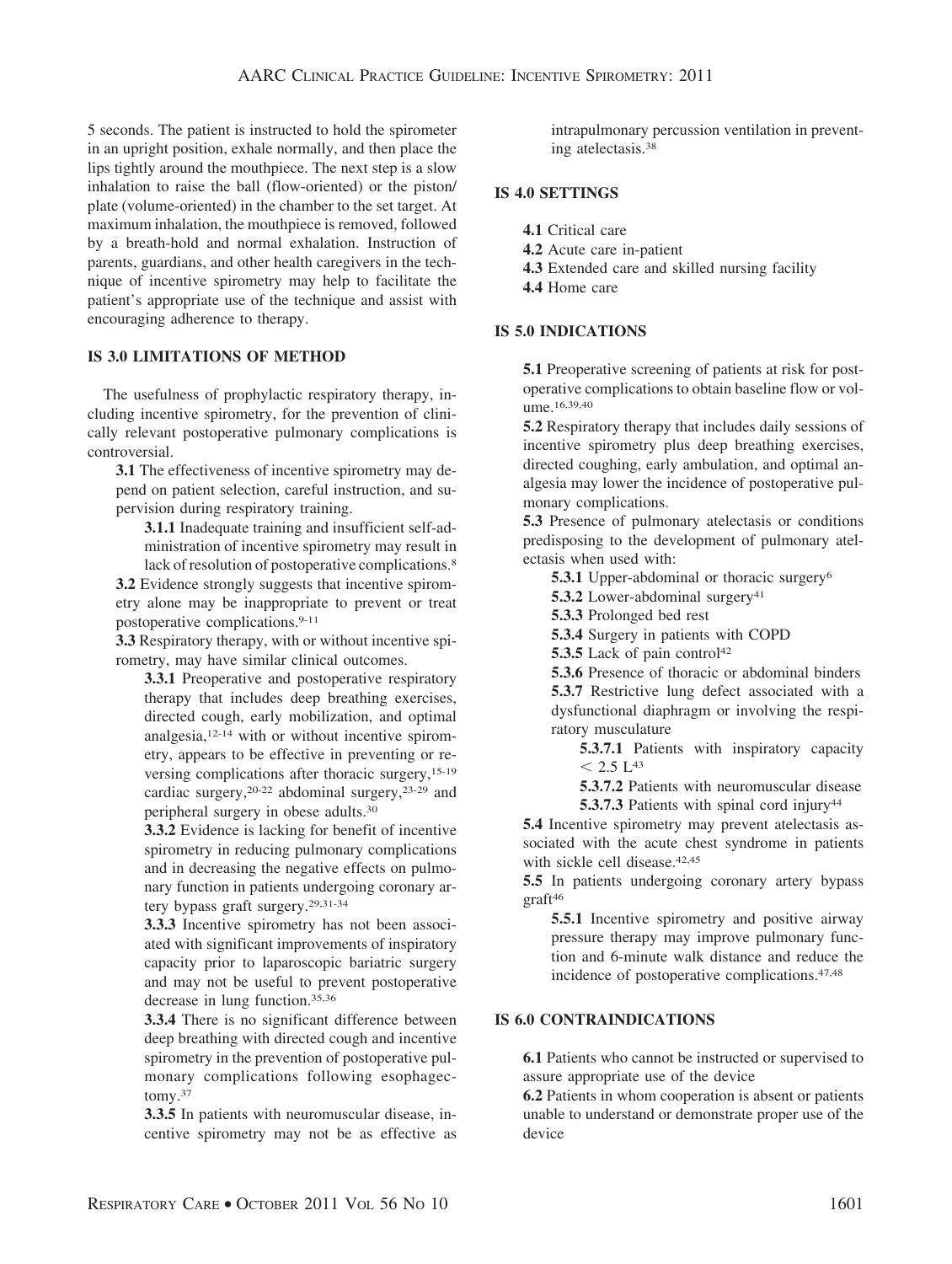5 seconds. The patient is instructed to hold the spirometer in an upright position, exhale normally, and then place the lips tightly around the mouthpiece. The next step is a slow inhalation to raise the ball (flow-oriented) or the piston/plate (volume-oriented) in the chamber to the set target. At maximum inhalation, the mouthpiece is removed, followed by a breath-hold and normal exhalation. Instruction of parents, guardians, and other health caregivers in the technique of incentive spirometry may help to facilitate the patient's appropriate use of the technique and assist with encouraging adherence to therapy.

## IS 3.0 LIMITATIONS OF METHOD

The usefulness of prophylactic respiratory therapy, including incentive spirometry, for the prevention of clinically relevant postoperative pulmonary complications is controversial.

**3.1** The effectiveness of incentive spirometry may depend on patient selection, careful instruction, and supervision during respiratory training.

**3.1.1** Inadequate training and insufficient self-administration of incentive spirometry may result in lack of resolution of postoperative complications.[8]

**3.2** Evidence strongly suggests that incentive spirometry alone may be inappropriate to prevent or treat postoperative complications.[9-11]

**3.3** Respiratory therapy, with or without incentive spirometry, may have similar clinical outcomes.

**3.3.1** Preoperative and postoperative respiratory therapy that includes deep breathing exercises, directed cough, early mobilization, and optimal analgesia,[12-14] with or without incentive spirometry, appears to be effective in preventing or reversing complications after thoracic surgery,[15-19] cardiac surgery,[20-22] abdominal surgery,[23-29] and peripheral surgery in obese adults.[30]

**3.3.2** Evidence is lacking for benefit of incentive spirometry in reducing pulmonary complications and in decreasing the negative effects on pulmonary function in patients undergoing coronary artery bypass graft surgery.[29,31-34]

**3.3.3** Incentive spirometry has not been associated with significant improvements of inspiratory capacity prior to laparoscopic bariatric surgery and may not be useful to prevent postoperative decrease in lung function.[35,36]

**3.3.4** There is no significant difference between deep breathing with directed cough and incentive spirometry in the prevention of postoperative pulmonary complications following esophagectomy.[37]

**3.3.5** In patients with neuromuscular disease, incentive spirometry may not be as effective as intrapulmonary percussion ventilation in preventing atelectasis.[38]

## IS 4.0 SETTINGS

**4.1** Critical care

**4.2** Acute care in-patient

**4.3** Extended care and skilled nursing facility

**4.4** Home care

## IS 5.0 INDICATIONS

**5.1** Preoperative screening of patients at risk for postoperative complications to obtain baseline flow or volume.[16,39,40]

**5.2** Respiratory therapy that includes daily sessions of incentive spirometry plus deep breathing exercises, directed coughing, early ambulation, and optimal analgesia may lower the incidence of postoperative pulmonary complications.

**5.3** Presence of pulmonary atelectasis or conditions predisposing to the development of pulmonary atelectasis when used with:

**5.3.1** Upper-abdominal or thoracic surgery[6]

**5.3.2** Lower-abdominal surgery[41]

**5.3.3** Prolonged bed rest

**5.3.4** Surgery in patients with COPD

**5.3.5** Lack of pain control[42]

**5.3.6** Presence of thoracic or abdominal binders

**5.3.7** Restrictive lung defect associated with a dysfunctional diaphragm or involving the respiratory musculature

**5.3.7.1** Patients with inspiratory capacity $< 2.5$ L[43]

**5.3.7.2** Patients with neuromuscular disease

**5.3.7.3** Patients with spinal cord injury[44]

**5.4** Incentive spirometry may prevent atelectasis associated with the acute chest syndrome in patients with sickle cell disease.[42,45]

**5.5** In patients undergoing coronary artery bypass graft[46]

**5.5.1** Incentive spirometry and positive airway pressure therapy may improve pulmonary function and 6-minute walk distance and reduce the incidence of postoperative complications.[47,48]

## IS 6.0 CONTRAINDICATIONS

**6.1** Patients who cannot be instructed or supervised to assure appropriate use of the device

**6.2** Patients in whom cooperation is absent or patients unable to understand or demonstrate proper use of the device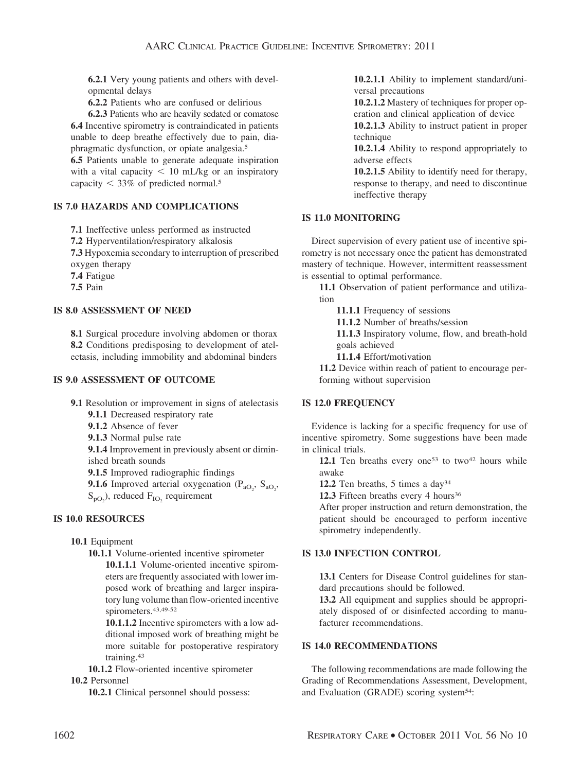**6.2.1** Very young patients and others with developmental delays

**6.2.2** Patients who are confused or delirious

**6.2.3** Patients who are heavily sedated or comatose

**6.4** Incentive spirometry is contraindicated in patients unable to deep breathe effectively due to pain, diaphragmatic dysfunction, or opiate analgesia.[5]

**6.5** Patients unable to generate adequate inspiration with a vital capacity < 10 mL/kg or an inspiratory capacity < 33% of predicted normal.[5]

## IS 7.0 HAZARDS AND COMPLICATIONS

**7.1** Ineffective unless performed as instructed

**7.2** Hyperventilation/respiratory alkalosis

**7.3** Hypoxemia secondary to interruption of prescribed oxygen therapy

**7.4** Fatigue

**7.5** Pain

## IS 8.0 ASSESSMENT OF NEED

**8.1** Surgical procedure involving abdomen or thorax

**8.2** Conditions predisposing to development of atelectasis, including immobility and abdominal binders

## IS 9.0 ASSESSMENT OF OUTCOME

**9.1** Resolution or improvement in signs of atelectasis

**9.1.1** Decreased respiratory rate

**9.1.2** Absence of fever

**9.1.3** Normal pulse rate

**9.1.4** Improvement in previously absent or diminished breath sounds

**9.1.5** Improved radiographic findings

**9.1.6** Improved arterial oxygenation ($P_{aO_2}$, $S_{aO_2}$, $S_{pO_2}$), reduced $F_{IO_2}$ requirement

## IS 10.0 RESOURCES

**10.1** Equipment

**10.1.1** Volume-oriented incentive spirometer

**10.1.1.1** Volume-oriented incentive spirometers are frequently associated with lower imposed work of breathing and larger inspiratory lung volume than flow-oriented incentive spirometers.[43,49-52]

**10.1.1.2** Incentive spirometers with a low additional imposed work of breathing might be more suitable for postoperative respiratory training.[43]

**10.1.2** Flow-oriented incentive spirometer

**10.2** Personnel

**10.2.1** Clinical personnel should possess:

**10.2.1.1** Ability to implement standard/universal precautions

**10.2.1.2** Mastery of techniques for proper operation and clinical application of device

**10.2.1.3** Ability to instruct patient in proper technique

**10.2.1.4** Ability to respond appropriately to adverse effects

**10.2.1.5** Ability to identify need for therapy, response to therapy, and need to discontinue ineffective therapy

## IS 11.0 MONITORING

Direct supervision of every patient use of incentive spirometry is not necessary once the patient has demonstrated mastery of technique. However, intermittent reassessment is essential to optimal performance.

**11.1** Observation of patient performance and utilization

**11.1.1** Frequency of sessions

**11.1.2** Number of breaths/session

**11.1.3** Inspiratory volume, flow, and breath-hold goals achieved

**11.1.4** Effort/motivation

**11.2** Device within reach of patient to encourage performing without supervision

## IS 12.0 FREQUENCY

Evidence is lacking for a specific frequency for use of incentive spirometry. Some suggestions have been made in clinical trials.

**12.1** Ten breaths every one[53] to two[42] hours while awake

**12.2** Ten breaths, 5 times a day[34]

**12.3** Fifteen breaths every 4 hours[36]

After proper instruction and return demonstration, the patient should be encouraged to perform incentive spirometry independently.

## IS 13.0 INFECTION CONTROL

**13.1** Centers for Disease Control guidelines for standard precautions should be followed.

**13.2** All equipment and supplies should be appropriately disposed of or disinfected according to manufacturer recommendations.

## IS 14.0 RECOMMENDATIONS

The following recommendations are made following the Grading of Recommendations Assessment, Development, and Evaluation (GRADE) scoring system[54]: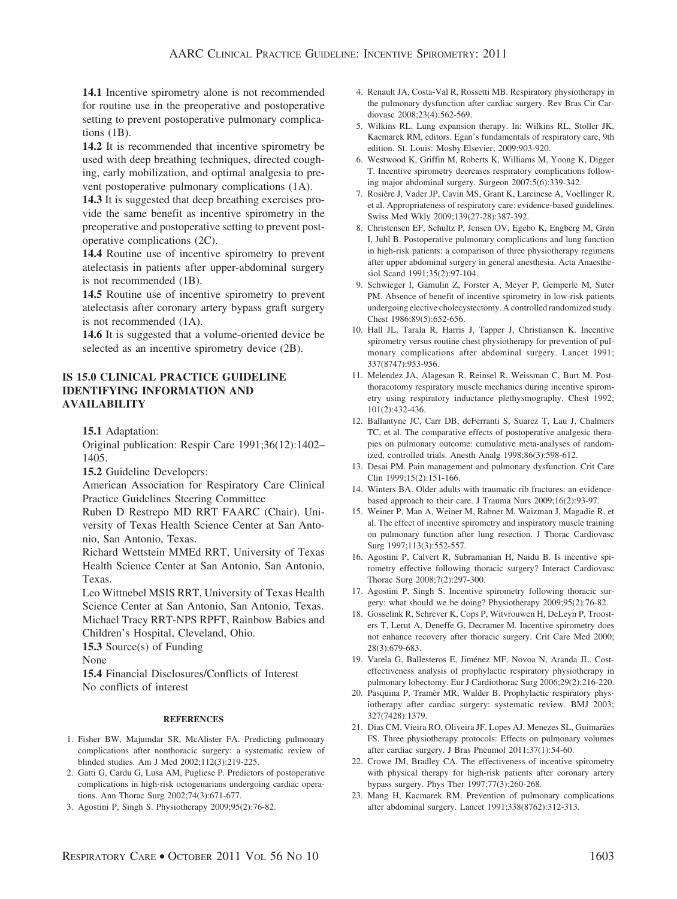**14.1** Incentive spirometry alone is not recommended for routine use in the preoperative and postoperative setting to prevent postoperative pulmonary complications (1B).

**14.2** It is recommended that incentive spirometry be used with deep breathing techniques, directed coughing, early mobilization, and optimal analgesia to prevent postoperative pulmonary complications (1A).

**14.3** It is suggested that deep breathing exercises provide the same benefit as incentive spirometry in the preoperative and postoperative setting to prevent postoperative complications (2C).

**14.4** Routine use of incentive spirometry to prevent atelectasis in patients after upper-abdominal surgery is not recommended (1B).

**14.5** Routine use of incentive spirometry to prevent atelectasis after coronary artery bypass graft surgery is not recommended (1A).

**14.6** It is suggested that a volume-oriented device be selected as an incentive spirometry device (2B).

## IS 15.0 CLINICAL PRACTICE GUIDELINE IDENTIFYING INFORMATION AND AVAILABILITY

**15.1** Adaptation:

Original publication: Respir Care 1991;36(12):1402–1405.

**15.2** Guideline Developers:

American Association for Respiratory Care Clinical Practice Guidelines Steering Committee

Ruben D Restrepo MD RRT FAARC (Chair). University of Texas Health Science Center at San Antonio, San Antonio, Texas.

Richard Wettstein MMEd RRT, University of Texas Health Science Center at San Antonio, San Antonio, Texas.

Leo Wittnebel MSIS RRT, University of Texas Health Science Center at San Antonio, San Antonio, Texas.

Michael Tracy RRT-NPS RPFT, Rainbow Babies and Children's Hospital, Cleveland, Ohio.

**15.3** Source(s) of Funding

None

**15.4** Financial Disclosures/Conflicts of Interest

No conflicts of interest

### REFERENCES

1. Fisher BW, Majumdar SR, McAlister FA. Predicting pulmonary complications after nonthoracic surgery: a systematic review of blinded studies. Am J Med 2002;112(3):219-225.
2. Gatti G, Cardu G, Lusa AM, Pugliese P. Predictors of postoperative complications in high-risk octogenarians undergoing cardiac operations. Ann Thorac Surg 2002;74(3):671-677.
3. Agostini P, Singh S. Physiotherapy 2009;95(2):76-82.
4. Renault JA, Costa-Val R, Rossetti MB. Respiratory physiotherapy in the pulmonary dysfunction after cardiac surgery. Rev Bras Cir Cardiovasc 2008;23(4):562-569.
5. Wilkins RL. Lung expansion therapy. In: Wilkins RL, Stoller JK, Kacmarek RM, editors. Egan's fundamentals of respiratory care, 9th edition. St. Louis: Mosby Elsevier; 2009:903-920.
6. Westwood K, Griffin M, Roberts K, Williams M, Yoong K, Digger T. Incentive spirometry decreases respiratory complications following major abdominal surgery. Surgeon 2007;5(6):339-342.
7. Rosière J, Vader JP, Cavin MS, Grant K, Larcinese A, Voellinger R, et al. Appropriateness of respiratory care: evidence-based guidelines. Swiss Med Wkly 2009;139(27-28):387-392.
8. Christensen EF, Schultz P, Jensen OV, Egebo K, Engberg M, Grøn I, Juhl B. Postoperative pulmonary complications and lung function in high-risk patients: a comparison of three physiotherapy regimens after upper abdominal surgery in general anesthesia. Acta Anaesthesiol Scand 1991;35(2):97-104.
9. Schwieger I, Gamulin Z, Forster A, Meyer P, Gemperle M, Suter PM. Absence of benefit of incentive spirometry in low-risk patients undergoing elective cholecystectomy. A controlled randomized study. Chest 1986;89(5):652-656.
10. Hall JL, Tarala R, Harris J, Tapper J, Christiansen K. Incentive spirometry versus routine chest physiotherapy for prevention of pulmonary complications after abdominal surgery. Lancet 1991; 337(8747):953-956.
11. Melendez JA, Alagesan R, Reinsel R, Weissman C, Burt M. Postthoracotomy respiratory muscle mechanics during incentive spirometry using respiratory inductance plethysmography. Chest 1992; 101(2):432-436.
12. Ballantyne JC, Carr DB, deFerranti S, Suarez T, Lau J, Chalmers TC, et al. The comparative effects of postoperative analgesic therapies on pulmonary outcome: cumulative meta-analyses of randomized, controlled trials. Anesth Analg 1998;86(3):598-612.
13. Desai PM. Pain management and pulmonary dysfunction. Crit Care Clin 1999;15(2):151-166.
14. Winters BA. Older adults with traumatic rib fractures: an evidence-based approach to their care. J Trauma Nurs 2009;16(2):93-97.
15. Weiner P, Man A, Weiner M, Rabner M, Waizman J, Magadie R, et al. The effect of incentive spirometry and inspiratory muscle training on pulmonary function after lung resection. J Thorac Cardiovasc Surg 1997;113(3):552-557.
16. Agostini P, Calvert R, Subramanian H, Naidu B. Is incentive spirometry effective following thoracic surgery? Interact Cardiovasc Thorac Surg 2008;7(2):297-300.
17. Agostini P, Singh S. Incentive spirometry following thoracic surgery: what should we be doing? Physiotherapy 2009;95(2):76-82.
18. Gosselink R, Schrever K, Cops P, Witvrouwen H, DeLeyn P, Troosters T, Lerut A, Deneffe G, Decramer M. Incentive spirometry does not enhance recovery after thoracic surgery. Crit Care Med 2000; 28(3):679-683.
19. Varela G, Ballesteros E, Jiménez MF, Novoa N, Aranda JL. Cost-effectiveness analysis of prophylactic respiratory physiotherapy in pulmonary lobectomy. Eur J Cardiothorac Surg 2006;29(2):216-220.
20. Pasquina P, Tramèr MR, Walder B. Prophylactic respiratory physiotherapy after cardiac surgery: systematic review. BMJ 2003; 327(7428):1379.
21. Dias CM, Vieira RO, Oliveira JF, Lopes AJ, Menezes SL, Guimarães FS. Three physiotherapy protocols: Effects on pulmonary volumes after cardiac surgery. J Bras Pneumol 2011;37(1):54-60.
22. Crowe JM, Bradley CA. The effectiveness of incentive spirometry with physical therapy for high-risk patients after coronary artery bypass surgery. Phys Ther 1997;77(3):260-268.
23. Mang H, Kacmarek RM. Prevention of pulmonary complications after abdominal surgery. Lancet 1991;338(8762):312-313.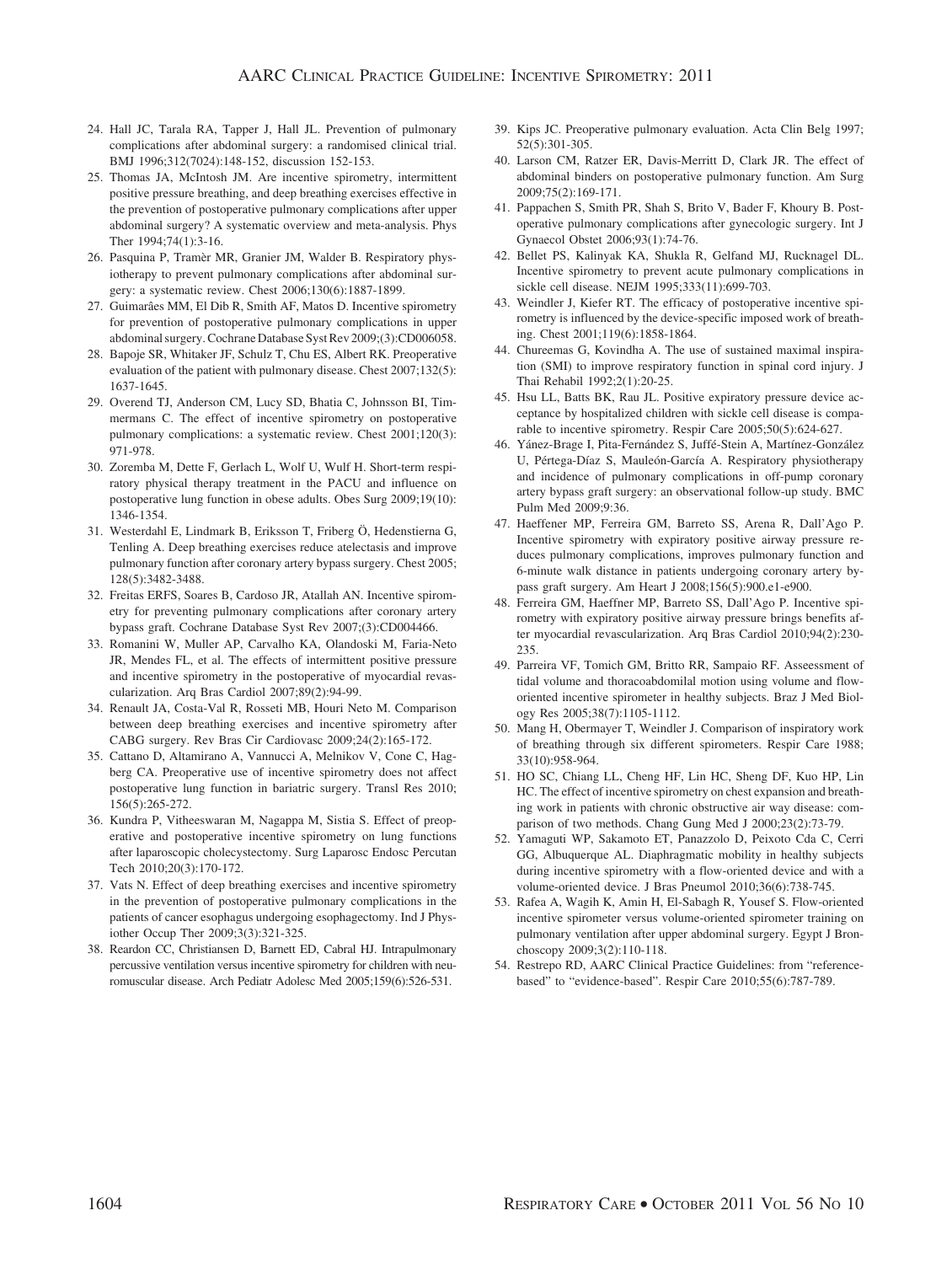24. Hall JC, Tarala RA, Tapper J, Hall JL. Prevention of pulmonary complications after abdominal surgery: a randomised clinical trial. BMJ 1996;312(7024):148-152, discussion 152-153.
25. Thomas JA, McIntosh JM. Are incentive spirometry, intermittent positive pressure breathing, and deep breathing exercises effective in the prevention of postoperative pulmonary complications after upper abdominal surgery? A systematic overview and meta-analysis. Phys Ther 1994;74(1):3-16.
26. Pasquina P, Tramèr MR, Granier JM, Walder B. Respiratory physiotherapy to prevent pulmonary complications after abdominal surgery: a systematic review. Chest 2006;130(6):1887-1899.
27. Guimarâes MM, El Dib R, Smith AF, Matos D. Incentive spirometry for prevention of postoperative pulmonary complications in upper abdominal surgery. Cochrane Database Syst Rev 2009;(3):CD006058.
28. Bapoje SR, Whitaker JF, Schulz T, Chu ES, Albert RK. Preoperative evaluation of the patient with pulmonary disease. Chest 2007;132(5): 1637-1645.
29. Overend TJ, Anderson CM, Lucy SD, Bhatia C, Johnsson BI, Timmermans C. The effect of incentive spirometry on postoperative pulmonary complications: a systematic review. Chest 2001;120(3): 971-978.
30. Zoremba M, Dette F, Gerlach L, Wolf U, Wulf H. Short-term respiratory physical therapy treatment in the PACU and influence on postoperative lung function in obese adults. Obes Surg 2009;19(10): 1346-1354.
31. Westerdahl E, Lindmark B, Eriksson T, Friberg Ö, Hedenstierna G, Tenling A. Deep breathing exercises reduce atelectasis and improve pulmonary function after coronary artery bypass surgery. Chest 2005; 128(5):3482-3488.
32. Freitas ERFS, Soares B, Cardoso JR, Atallah AN. Incentive spirometry for preventing pulmonary complications after coronary artery bypass graft. Cochrane Database Syst Rev 2007;(3):CD004466.
33. Romanini W, Muller AP, Carvalho KA, Olandoski M, Faria-Neto JR, Mendes FL, et al. The effects of intermittent positive pressure and incentive spirometry in the postoperative of myocardial revascularization. Arq Bras Cardiol 2007;89(2):94-99.
34. Renault JA, Costa-Val R, Rosseti MB, Houri Neto M. Comparison between deep breathing exercises and incentive spirometry after CABG surgery. Rev Bras Cir Cardiovasc 2009;24(2):165-172.
35. Cattano D, Altamirano A, Vannucci A, Melnikov V, Cone C, Hagberg CA. Preoperative use of incentive spirometry does not affect postoperative lung function in bariatric surgery. Transl Res 2010; 156(5):265-272.
36. Kundra P, Vitheeswaran M, Nagappa M, Sistia S. Effect of preoperative and postoperative incentive spirometry on lung functions after laparoscopic cholecystectomy. Surg Laparosc Endosc Percutan Tech 2010;20(3):170-172.
37. Vats N. Effect of deep breathing exercises and incentive spirometry in the prevention of postoperative pulmonary complications in the patients of cancer esophagus undergoing esophagectomy. Ind J Physiother Occup Ther 2009;3(3):321-325.
38. Reardon CC, Christiansen D, Barnett ED, Cabral HJ. Intrapulmonary percussive ventilation versus incentive spirometry for children with neuromuscular disease. Arch Pediatr Adolesc Med 2005;159(6):526-531.
39. Kips JC. Preoperative pulmonary evaluation. Acta Clin Belg 1997; 52(5):301-305.
40. Larson CM, Ratzer ER, Davis-Merritt D, Clark JR. The effect of abdominal binders on postoperative pulmonary function. Am Surg 2009;75(2):169-171.
41. Pappachen S, Smith PR, Shah S, Brito V, Bader F, Khoury B. Postoperative pulmonary complications after gynecologic surgery. Int J Gynaecol Obstet 2006;93(1):74-76.
42. Bellet PS, Kalinyak KA, Shukla R, Gelfand MJ, Rucknagel DL. Incentive spirometry to prevent acute pulmonary complications in sickle cell disease. NEJM 1995;333(11):699-703.
43. Weindler J, Kiefer RT. The efficacy of postoperative incentive spirometry is influenced by the device-specific imposed work of breathing. Chest 2001;119(6):1858-1864.
44. Chureemas G, Kovindha A. The use of sustained maximal inspiration (SMI) to improve respiratory function in spinal cord injury. J Thai Rehabil 1992;2(1):20-25.
45. Hsu LL, Batts BK, Rau JL. Positive expiratory pressure device acceptance by hospitalized children with sickle cell disease is comparable to incentive spirometry. Respir Care 2005;50(5):624-627.
46. Yánez-Brage I, Pita-Fernández S, Juffé-Stein A, Martínez-González U, Pértega-Díaz S, Mauleón-García A. Respiratory physiotherapy and incidence of pulmonary complications in off-pump coronary artery bypass graft surgery: an observational follow-up study. BMC Pulm Med 2009;9:36.
47. Haeffener MP, Ferreira GM, Barreto SS, Arena R, Dall'Ago P. Incentive spirometry with expiratory positive airway pressure reduces pulmonary complications, improves pulmonary function and 6-minute walk distance in patients undergoing coronary artery bypass graft surgery. Am Heart J 2008;156(5):900.e1-e900.
48. Ferreira GM, Haeffner MP, Barreto SS, Dall'Ago P. Incentive spirometry with expiratory positive airway pressure brings benefits after myocardial revascularization. Arq Bras Cardiol 2010;94(2):230-235.
49. Parreira VF, Tomich GM, Britto RR, Sampaio RF. Asseessment of tidal volume and thoracoabdomilal motion using volume and flow-oriented incentive spirometer in healthy subjects. Braz J Med Biology Res 2005;38(7):1105-1112.
50. Mang H, Obermayer T, Weindler J. Comparison of inspiratory work of breathing through six different spirometers. Respir Care 1988; 33(10):958-964.
51. HO SC, Chiang LL, Cheng HF, Lin HC, Sheng DF, Kuo HP, Lin HC. The effect of incentive spirometry on chest expansion and breathing work in patients with chronic obstructive air way disease: comparison of two methods. Chang Gung Med J 2000;23(2):73-79.
52. Yamaguti WP, Sakamoto ET, Panazzolo D, Peixoto Cda C, Cerri GG, Albuquerque AL. Diaphragmatic mobility in healthy subjects during incentive spirometry with a flow-oriented device and with a volume-oriented device. J Bras Pneumol 2010;36(6):738-745.
53. Rafea A, Wagih K, Amin H, El-Sabagh R, Yousef S. Flow-oriented incentive spirometer versus volume-oriented spirometer training on pulmonary ventilation after upper abdominal surgery. Egypt J Bronchoscopy 2009;3(2):110-118.
54. Restrepo RD, AARC Clinical Practice Guidelines: from "reference-based" to "evidence-based". Respir Care 2010;55(6):787-789.